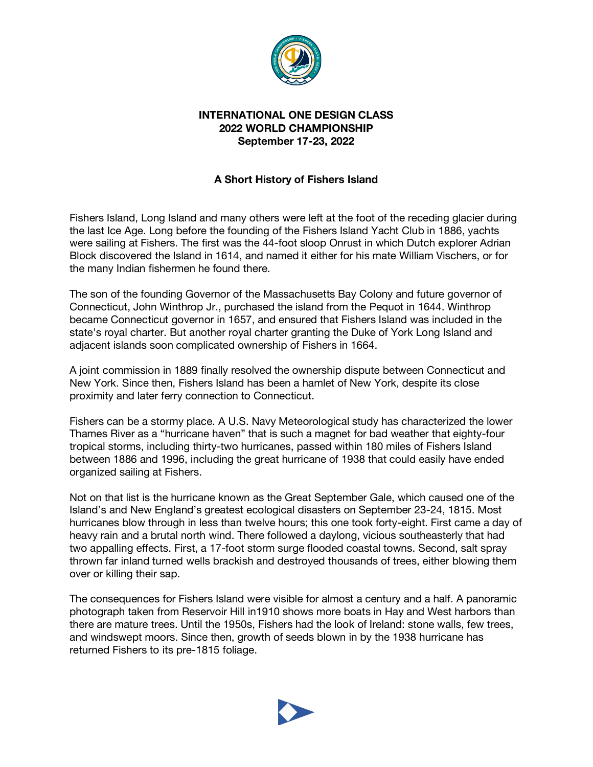**INTERNATIONAL ONE DESIGN CLASS**
**2022 WORLD CHAMPIONSHIP**
**September 17-23, 2022**

## A Short History of Fishers Island

Fishers Island, Long Island and many others were left at the foot of the receding glacier during the last Ice Age. Long before the founding of the Fishers Island Yacht Club in 1886, yachts were sailing at Fishers. The first was the 44-foot sloop Onrust in which Dutch explorer Adrian Block discovered the Island in 1614, and named it either for his mate William Vischers, or for the many Indian fishermen he found there.

The son of the founding Governor of the Massachusetts Bay Colony and future governor of Connecticut, John Winthrop Jr., purchased the island from the Pequot in 1644. Winthrop became Connecticut governor in 1657, and ensured that Fishers Island was included in the state's royal charter. But another royal charter granting the Duke of York Long Island and adjacent islands soon complicated ownership of Fishers in 1664.

A joint commission in 1889 finally resolved the ownership dispute between Connecticut and New York. Since then, Fishers Island has been a hamlet of New York, despite its close proximity and later ferry connection to Connecticut.

Fishers can be a stormy place. A U.S. Navy Meteorological study has characterized the lower Thames River as a "hurricane haven" that is such a magnet for bad weather that eighty-four tropical storms, including thirty-two hurricanes, passed within 180 miles of Fishers Island between 1886 and 1996, including the great hurricane of 1938 that could easily have ended organized sailing at Fishers.

Not on that list is the hurricane known as the Great September Gale, which caused one of the Island's and New England's greatest ecological disasters on September 23-24, 1815. Most hurricanes blow through in less than twelve hours; this one took forty-eight. First came a day of heavy rain and a brutal north wind. There followed a daylong, vicious southeasterly that had two appalling effects. First, a 17-foot storm surge flooded coastal towns. Second, salt spray thrown far inland turned wells brackish and destroyed thousands of trees, either blowing them over or killing their sap.

The consequences for Fishers Island were visible for almost a century and a half. A panoramic photograph taken from Reservoir Hill in1910 shows more boats in Hay and West harbors than there are mature trees. Until the 1950s, Fishers had the look of Ireland: stone walls, few trees, and windswept moors. Since then, growth of seeds blown in by the 1938 hurricane has returned Fishers to its pre-1815 foliage.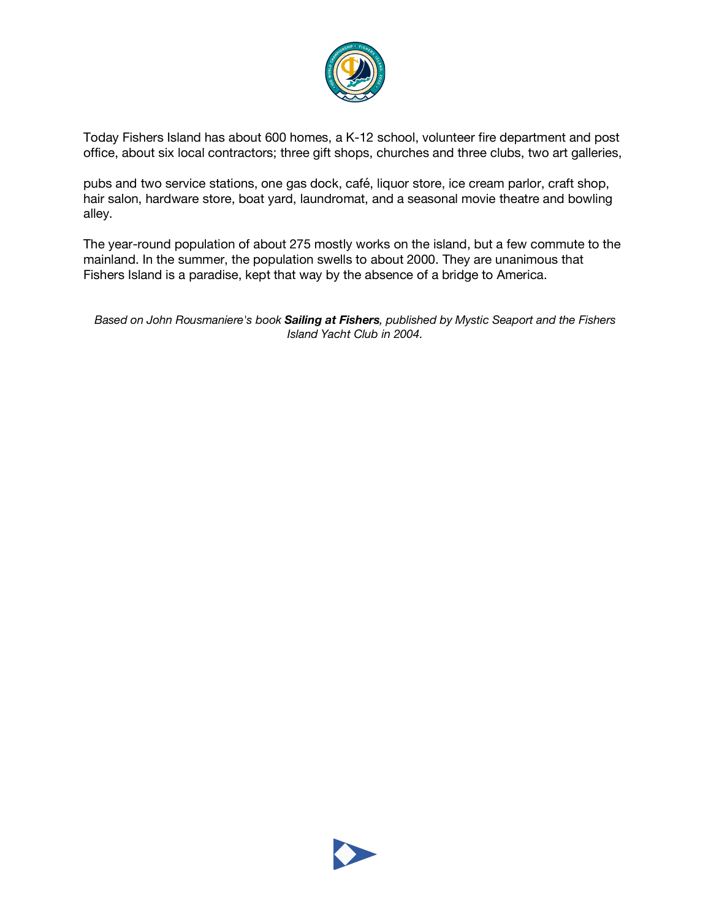Today Fishers Island has about 600 homes, a K-12 school, volunteer fire department and post office, about six local contractors; three gift shops, churches and three clubs, two art galleries,

pubs and two service stations, one gas dock, café, liquor store, ice cream parlor, craft shop, hair salon, hardware store, boat yard, laundromat, and a seasonal movie theatre and bowling alley.

The year-round population of about 275 mostly works on the island, but a few commute to the mainland. In the summer, the population swells to about 2000. They are unanimous that Fishers Island is a paradise, kept that way by the absence of a bridge to America.

*Based on John Rousmaniere's book **Sailing at Fishers**, published by Mystic Seaport and the Fishers Island Yacht Club in 2004.*